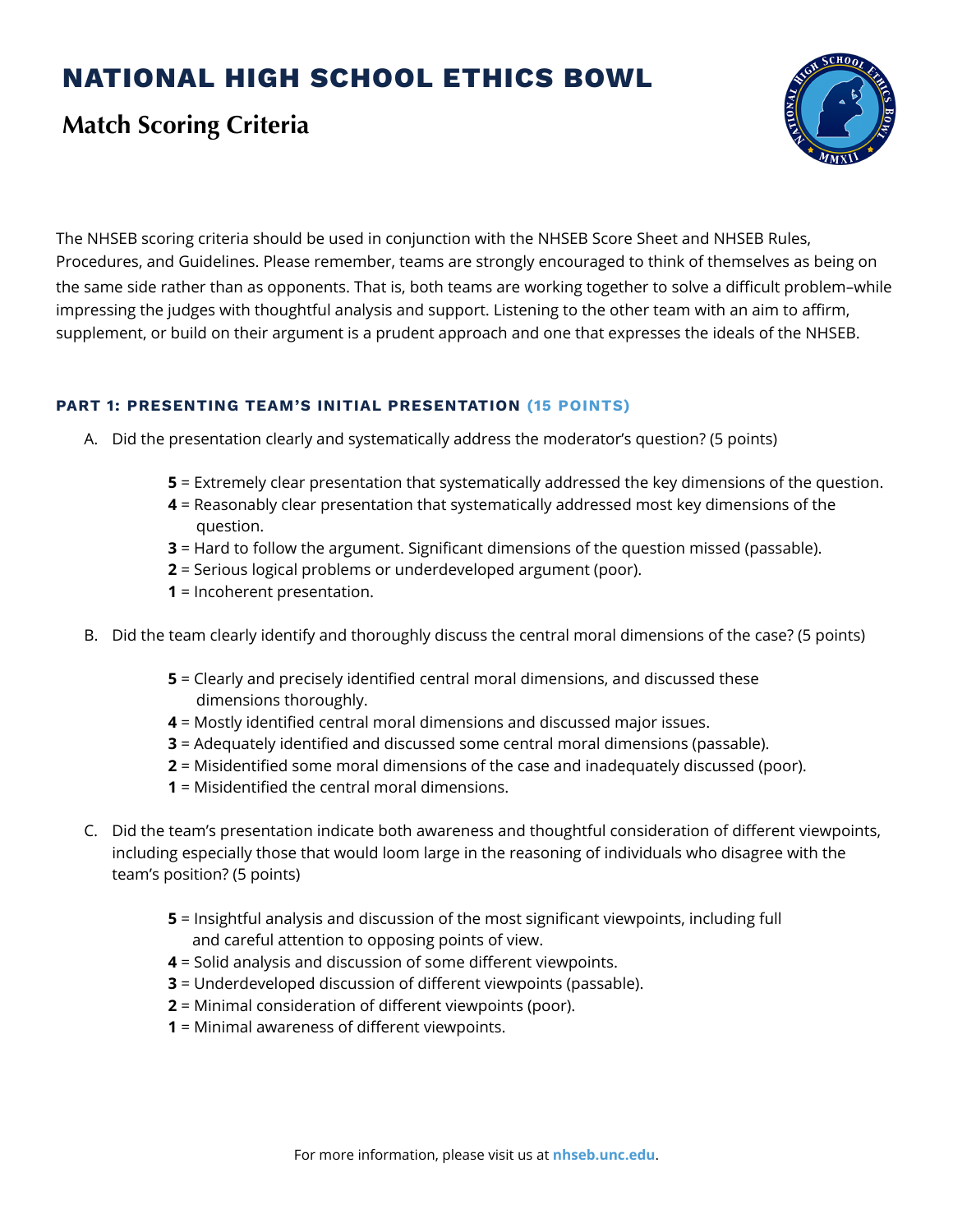# NATIONAL HIGH SCHOOL ETHICS BOWL

## Match Scoring Criteria

The NHSEB scoring criteria should be used in conjunction with the NHSEB Score Sheet and NHSEB Rules, Procedures, and Guidelines. Please remember, teams are strongly encouraged to think of themselves as being on the same side rather than as opponents. That is, both teams are working together to solve a difficult problem–while impressing the judges with thoughtful analysis and support. Listening to the other team with an aim to affirm, supplement, or build on their argument is a prudent approach and one that expresses the ideals of the NHSEB.

### PART 1: PRESENTING TEAM'S INITIAL PRESENTATION (15 POINTS)

A. Did the presentation clearly and systematically address the moderator's question? (5 points)

- **5** = Extremely clear presentation that systematically addressed the key dimensions of the question.
- **4** = Reasonably clear presentation that systematically addressed most key dimensions of the question.
- **3** = Hard to follow the argument. Significant dimensions of the question missed (passable).
- **2** = Serious logical problems or underdeveloped argument (poor).
- **1** = Incoherent presentation.

B. Did the team clearly identify and thoroughly discuss the central moral dimensions of the case? (5 points)

- **5** = Clearly and precisely identified central moral dimensions, and discussed these dimensions thoroughly.
- **4** = Mostly identified central moral dimensions and discussed major issues.
- **3** = Adequately identified and discussed some central moral dimensions (passable).
- **2** = Misidentified some moral dimensions of the case and inadequately discussed (poor).
- **1** = Misidentified the central moral dimensions.

C. Did the team's presentation indicate both awareness and thoughtful consideration of different viewpoints, including especially those that would loom large in the reasoning of individuals who disagree with the team's position? (5 points)

- **5** = Insightful analysis and discussion of the most significant viewpoints, including full and careful attention to opposing points of view.
- **4** = Solid analysis and discussion of some different viewpoints.
- **3** = Underdeveloped discussion of different viewpoints (passable).
- **2** = Minimal consideration of different viewpoints (poor).
- **1** = Minimal awareness of different viewpoints.

For more information, please visit us at **nhseb.unc.edu**.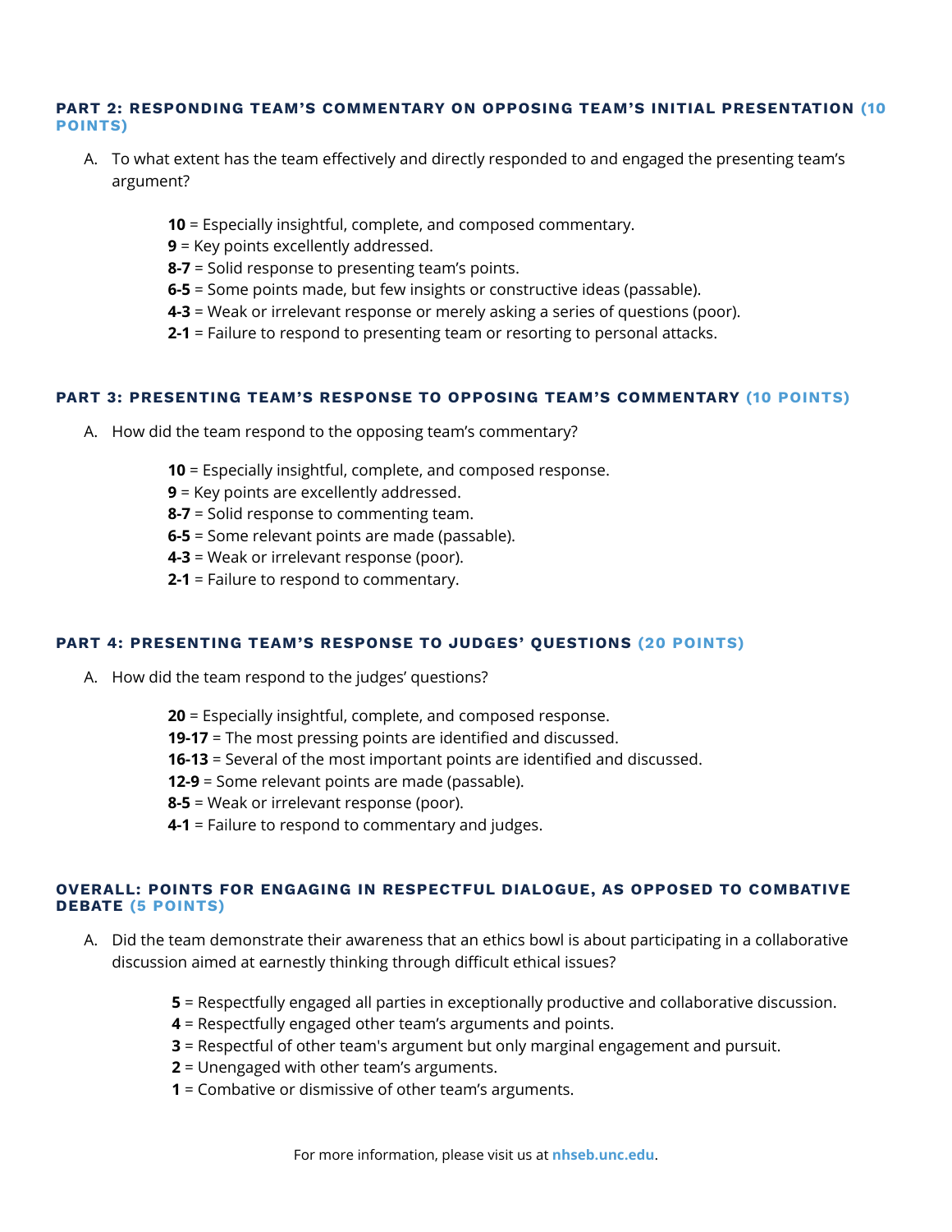### PART 2: RESPONDING TEAM'S COMMENTARY ON OPPOSING TEAM'S INITIAL PRESENTATION (10 POINTS)

A. To what extent has the team effectively and directly responded to and engaged the presenting team's argument?

**10** = Especially insightful, complete, and composed commentary.
**9** = Key points excellently addressed.
**8-7** = Solid response to presenting team's points.
**6-5** = Some points made, but few insights or constructive ideas (passable).
**4-3** = Weak or irrelevant response or merely asking a series of questions (poor).
**2-1** = Failure to respond to presenting team or resorting to personal attacks.

### PART 3: PRESENTING TEAM'S RESPONSE TO OPPOSING TEAM'S COMMENTARY (10 POINTS)

A. How did the team respond to the opposing team's commentary?

**10** = Especially insightful, complete, and composed response.
**9** = Key points are excellently addressed.
**8-7** = Solid response to commenting team.
**6-5** = Some relevant points are made (passable).
**4-3** = Weak or irrelevant response (poor).
**2-1** = Failure to respond to commentary.

### PART 4: PRESENTING TEAM'S RESPONSE TO JUDGES' QUESTIONS (20 POINTS)

A. How did the team respond to the judges' questions?

**20** = Especially insightful, complete, and composed response.
**19-17** = The most pressing points are identified and discussed.
**16-13** = Several of the most important points are identified and discussed.
**12-9** = Some relevant points are made (passable).
**8-5** = Weak or irrelevant response (poor).
**4-1** = Failure to respond to commentary and judges.

### OVERALL: POINTS FOR ENGAGING IN RESPECTFUL DIALOGUE, AS OPPOSED TO COMBATIVE DEBATE (5 POINTS)

A. Did the team demonstrate their awareness that an ethics bowl is about participating in a collaborative discussion aimed at earnestly thinking through difficult ethical issues?

**5** = Respectfully engaged all parties in exceptionally productive and collaborative discussion.
**4** = Respectfully engaged other team's arguments and points.
**3** = Respectful of other team's argument but only marginal engagement and pursuit.
**2** = Unengaged with other team's arguments.
**1** = Combative or dismissive of other team's arguments.

For more information, please visit us at **nhseb.unc.edu**.